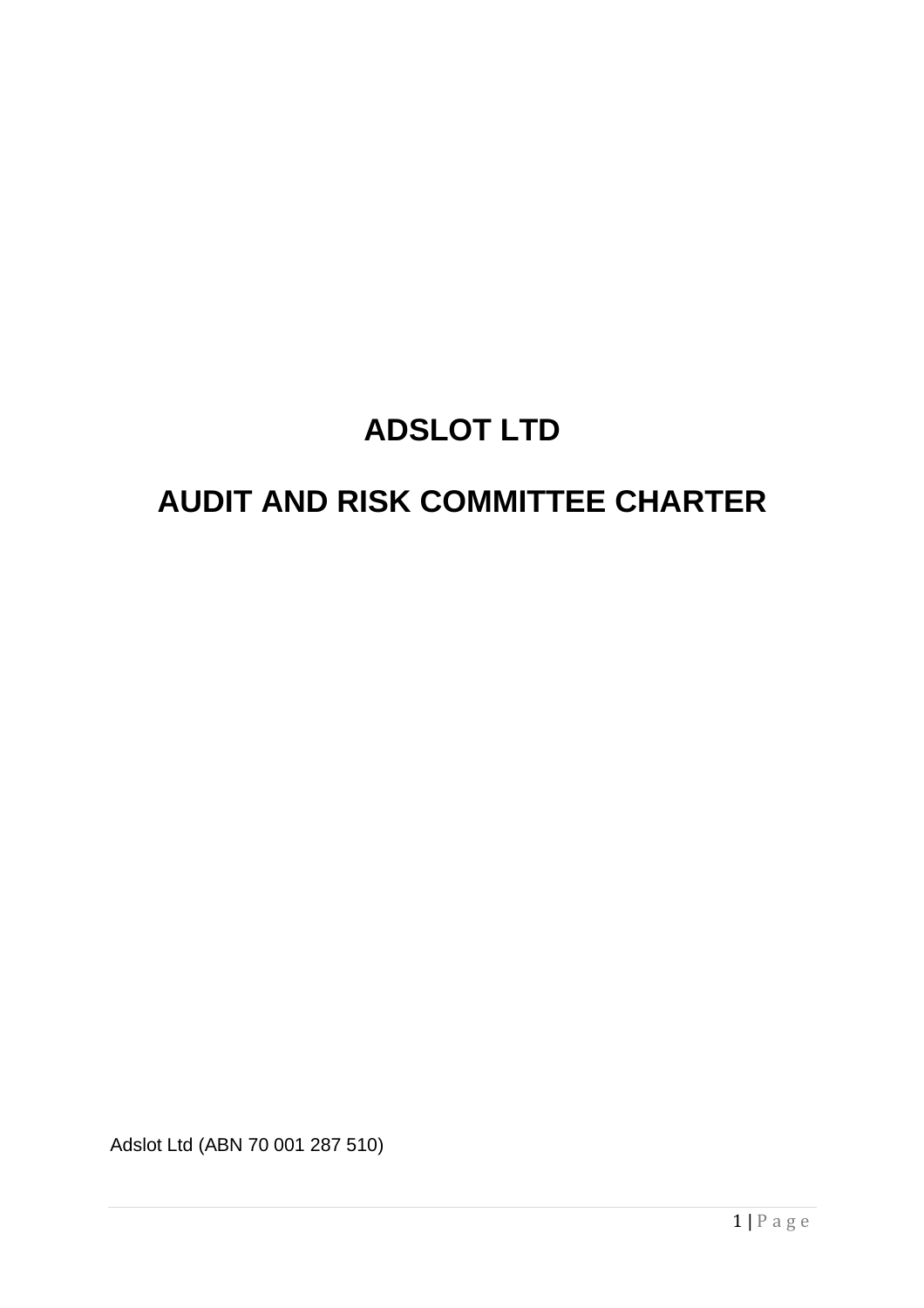# ADSLOT LTD

# AUDIT AND RISK COMMITTEE CHARTER

Adslot Ltd (ABN 70 001 287 510)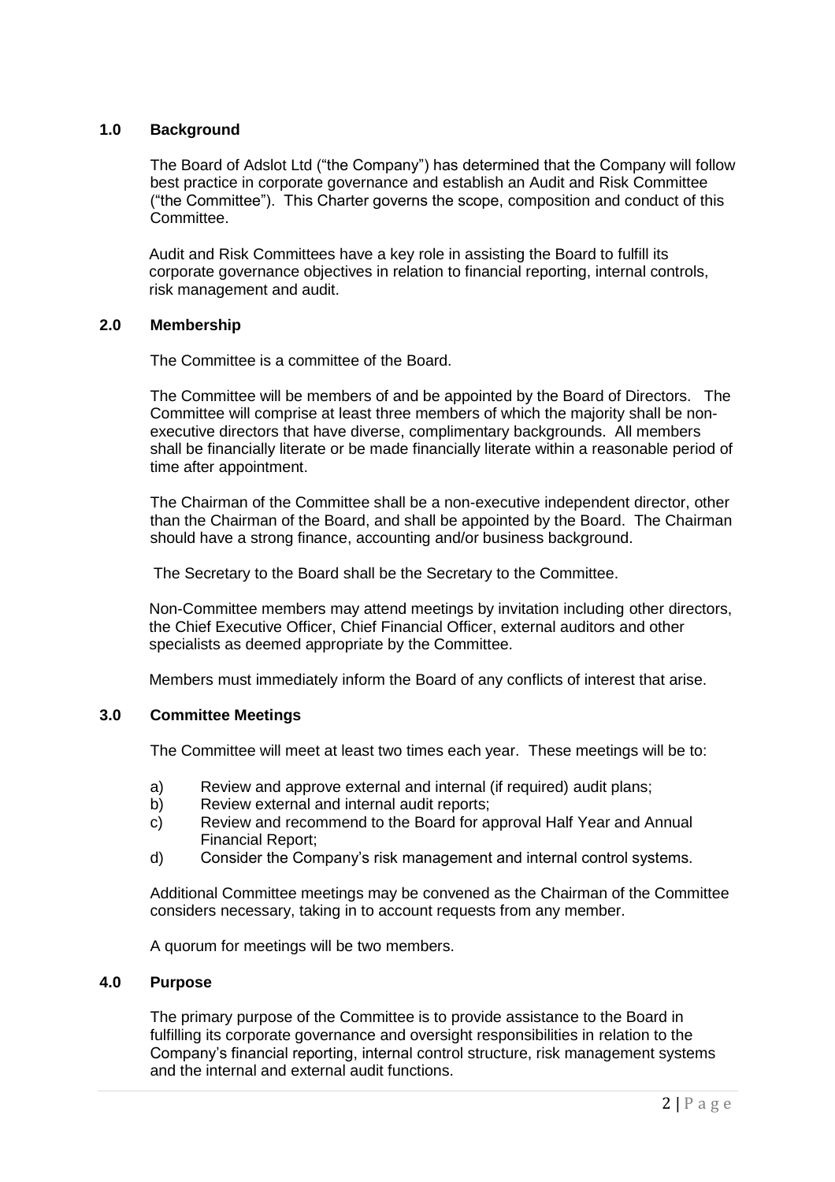## 1.0 Background

The Board of Adslot Ltd ("the Company") has determined that the Company will follow best practice in corporate governance and establish an Audit and Risk Committee ("the Committee"). This Charter governs the scope, composition and conduct of this Committee.

Audit and Risk Committees have a key role in assisting the Board to fulfill its corporate governance objectives in relation to financial reporting, internal controls, risk management and audit.

## 2.0 Membership

The Committee is a committee of the Board.

The Committee will be members of and be appointed by the Board of Directors. The Committee will comprise at least three members of which the majority shall be non-executive directors that have diverse, complimentary backgrounds. All members shall be financially literate or be made financially literate within a reasonable period of time after appointment.

The Chairman of the Committee shall be a non-executive independent director, other than the Chairman of the Board, and shall be appointed by the Board. The Chairman should have a strong finance, accounting and/or business background.

The Secretary to the Board shall be the Secretary to the Committee.

Non-Committee members may attend meetings by invitation including other directors, the Chief Executive Officer, Chief Financial Officer, external auditors and other specialists as deemed appropriate by the Committee.

Members must immediately inform the Board of any conflicts of interest that arise.

## 3.0 Committee Meetings

The Committee will meet at least two times each year. These meetings will be to:

a) Review and approve external and internal (if required) audit plans;
b) Review external and internal audit reports;
c) Review and recommend to the Board for approval Half Year and Annual Financial Report;
d) Consider the Company's risk management and internal control systems.

Additional Committee meetings may be convened as the Chairman of the Committee considers necessary, taking in to account requests from any member.

A quorum for meetings will be two members.

## 4.0 Purpose

The primary purpose of the Committee is to provide assistance to the Board in fulfilling its corporate governance and oversight responsibilities in relation to the Company's financial reporting, internal control structure, risk management systems and the internal and external audit functions.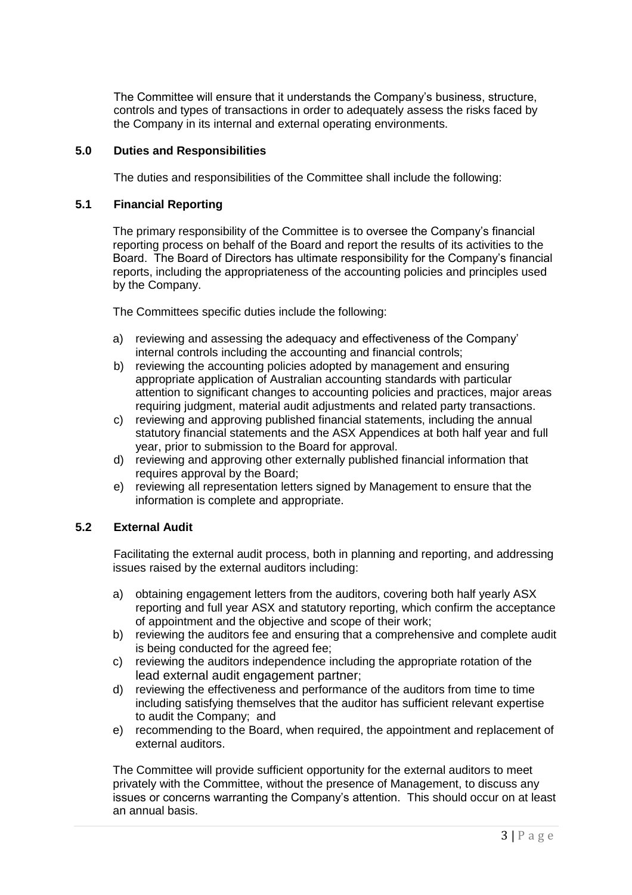The Committee will ensure that it understands the Company's business, structure, controls and types of transactions in order to adequately assess the risks faced by the Company in its internal and external operating environments.

## 5.0 Duties and Responsibilities

The duties and responsibilities of the Committee shall include the following:

### 5.1 Financial Reporting

The primary responsibility of the Committee is to oversee the Company's financial reporting process on behalf of the Board and report the results of its activities to the Board. The Board of Directors has ultimate responsibility for the Company's financial reports, including the appropriateness of the accounting policies and principles used by the Company.

The Committees specific duties include the following:

a) reviewing and assessing the adequacy and effectiveness of the Company' internal controls including the accounting and financial controls;
b) reviewing the accounting policies adopted by management and ensuring appropriate application of Australian accounting standards with particular attention to significant changes to accounting policies and practices, major areas requiring judgment, material audit adjustments and related party transactions.
c) reviewing and approving published financial statements, including the annual statutory financial statements and the ASX Appendices at both half year and full year, prior to submission to the Board for approval.
d) reviewing and approving other externally published financial information that requires approval by the Board;
e) reviewing all representation letters signed by Management to ensure that the information is complete and appropriate.

### 5.2 External Audit

Facilitating the external audit process, both in planning and reporting, and addressing issues raised by the external auditors including:

a) obtaining engagement letters from the auditors, covering both half yearly ASX reporting and full year ASX and statutory reporting, which confirm the acceptance of appointment and the objective and scope of their work;
b) reviewing the auditors fee and ensuring that a comprehensive and complete audit is being conducted for the agreed fee;
c) reviewing the auditors independence including the appropriate rotation of the lead external audit engagement partner;
d) reviewing the effectiveness and performance of the auditors from time to time including satisfying themselves that the auditor has sufficient relevant expertise to audit the Company; and
e) recommending to the Board, when required, the appointment and replacement of external auditors.

The Committee will provide sufficient opportunity for the external auditors to meet privately with the Committee, without the presence of Management, to discuss any issues or concerns warranting the Company's attention. This should occur on at least an annual basis.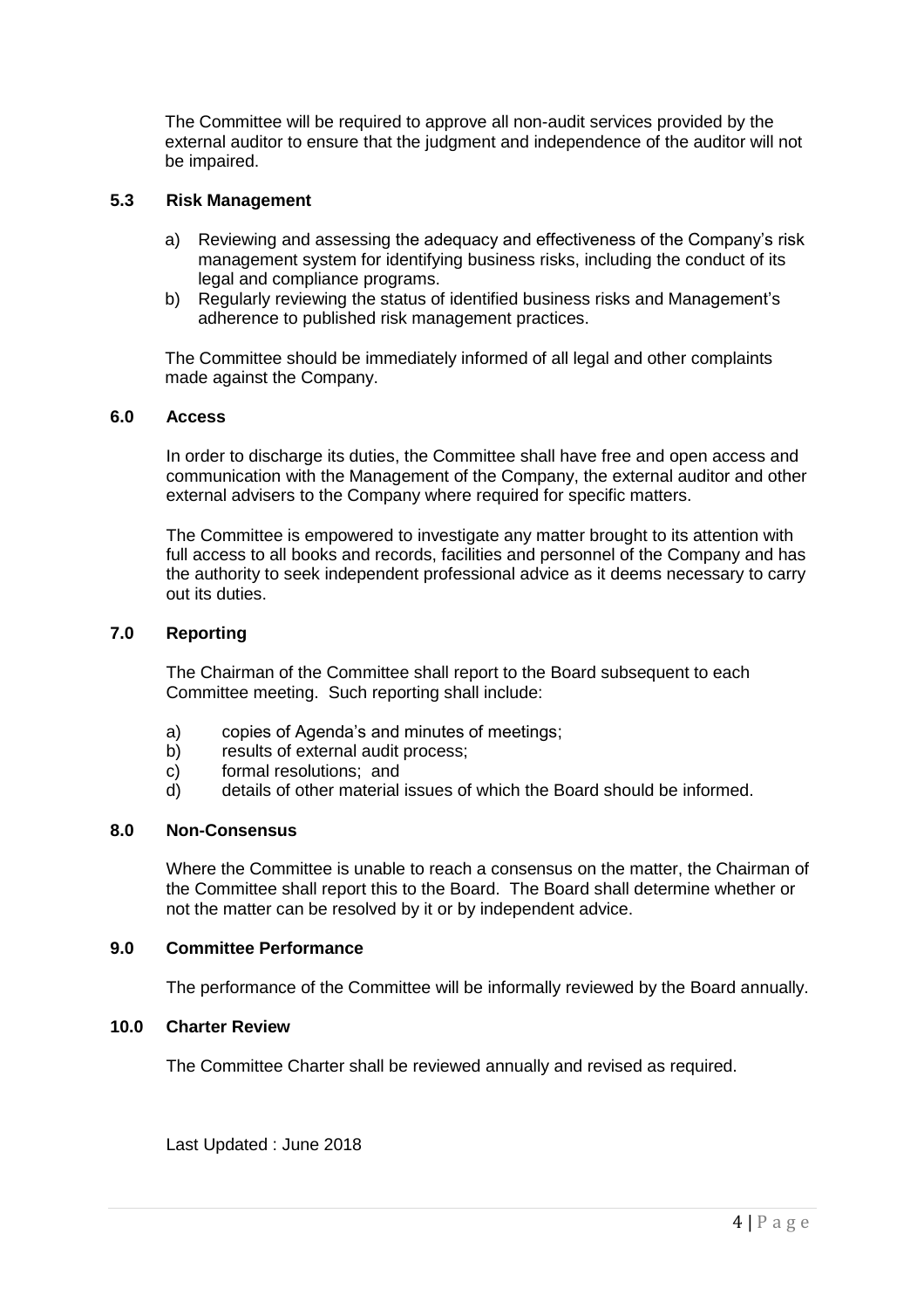The Committee will be required to approve all non-audit services provided by the external auditor to ensure that the judgment and independence of the auditor will not be impaired.

### 5.3 Risk Management

a) Reviewing and assessing the adequacy and effectiveness of the Company's risk management system for identifying business risks, including the conduct of its legal and compliance programs.
b) Regularly reviewing the status of identified business risks and Management's adherence to published risk management practices.

The Committee should be immediately informed of all legal and other complaints made against the Company.

## 6.0 Access

In order to discharge its duties, the Committee shall have free and open access and communication with the Management of the Company, the external auditor and other external advisers to the Company where required for specific matters.

The Committee is empowered to investigate any matter brought to its attention with full access to all books and records, facilities and personnel of the Company and has the authority to seek independent professional advice as it deems necessary to carry out its duties.

## 7.0 Reporting

The Chairman of the Committee shall report to the Board subsequent to each Committee meeting. Such reporting shall include:

a) copies of Agenda's and minutes of meetings;
b) results of external audit process;
c) formal resolutions; and
d) details of other material issues of which the Board should be informed.

## 8.0 Non-Consensus

Where the Committee is unable to reach a consensus on the matter, the Chairman of the Committee shall report this to the Board. The Board shall determine whether or not the matter can be resolved by it or by independent advice.

## 9.0 Committee Performance

The performance of the Committee will be informally reviewed by the Board annually.

## 10.0 Charter Review

The Committee Charter shall be reviewed annually and revised as required.

Last Updated : June 2018